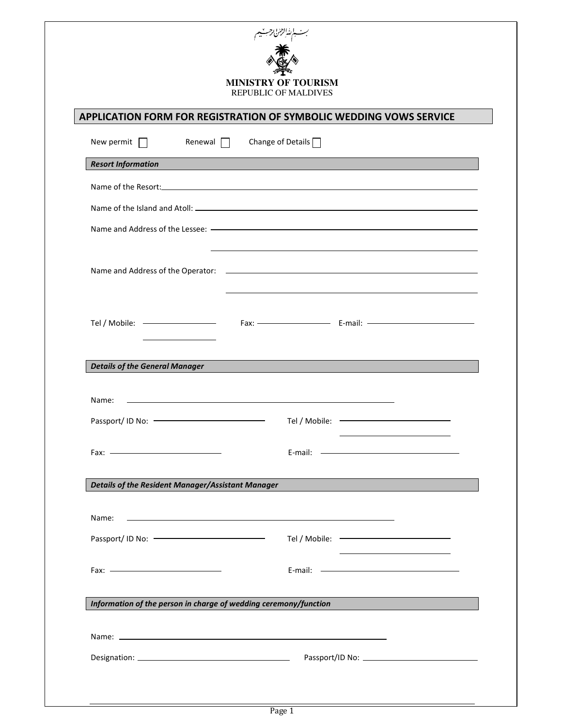بسم الله الرحمن الرحيم

**MINISTRY OF TOURISM**
REPUBLIC OF MALDIVES

## APPLICATION FORM FOR REGISTRATION OF SYMBOLIC WEDDING VOWS SERVICE

New permit ☐ Renewal ☐ Change of Details ☐

***Resort Information***

Name of the Resort: ____________________

Name of the Island and Atoll: ____________________

Name and Address of the Lessee: ____________________

____________________

Name and Address of the Operator: ____________________

____________________

Tel / Mobile: ____________________ Fax: ____________________ E-mail: ____________________

____________________

***Details of the General Manager***

Name: ____________________

Passport/ ID No: ____________________ Tel / Mobile: ____________________

____________________

Fax: ____________________ E-mail: ____________________

***Details of the Resident Manager/Assistant Manager***

Name: ____________________

Passport/ ID No: ____________________ Tel / Mobile: ____________________

____________________

Fax: ____________________ E-mail: ____________________

***Information of the person in charge of wedding ceremony/function***

Name: ____________________

Designation: ____________________ Passport/ID No: ____________________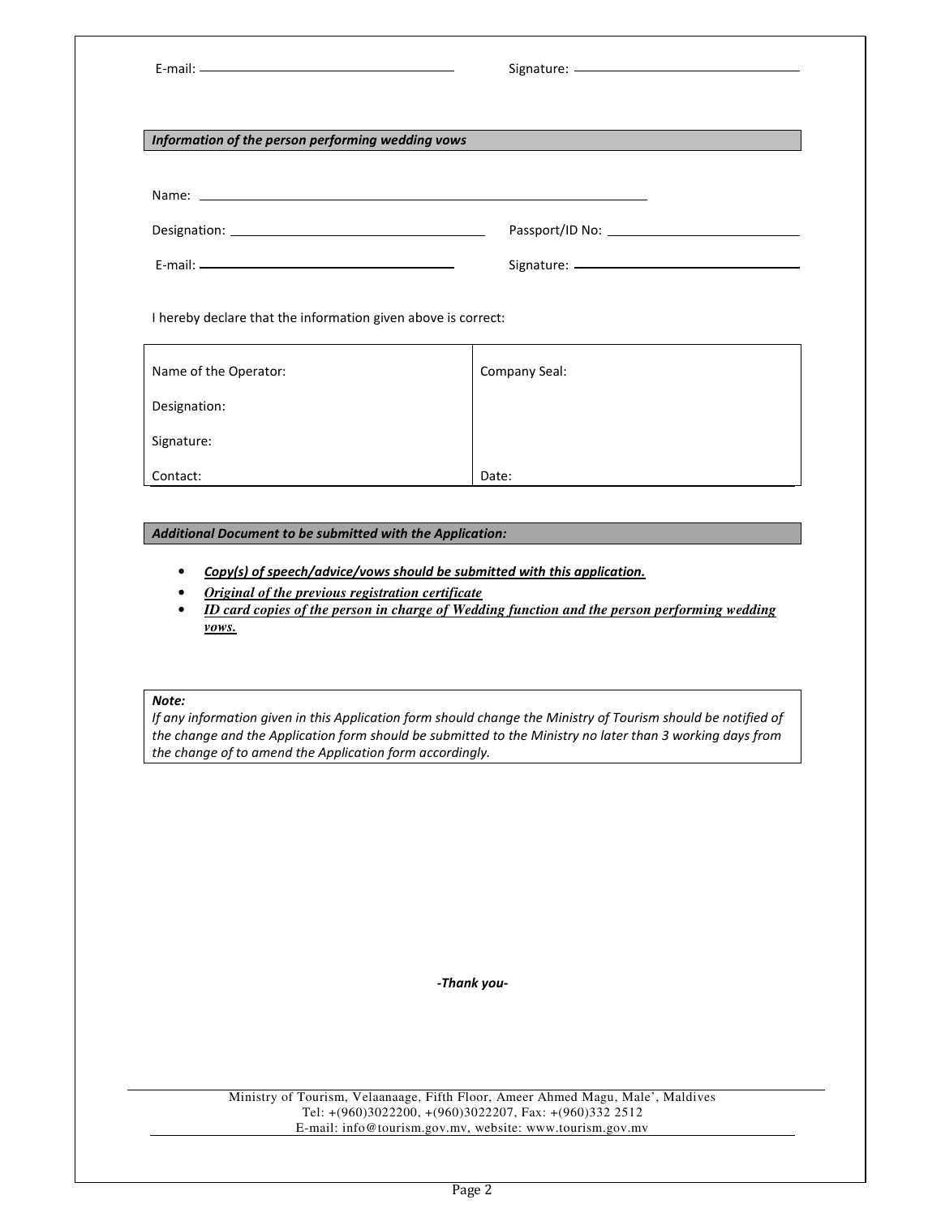E-mail: \_\_\_\_\_\_\_\_\_\_\_\_\_\_\_\_\_\_\_\_ Signature: \_\_\_\_\_\_\_\_\_\_\_\_\_\_\_\_\_\_\_\_

***Information of the person performing wedding vows***

Name: \_\_\_\_\_\_\_\_\_\_\_\_\_\_\_\_\_\_\_\_\_\_\_\_\_\_\_\_\_\_\_\_\_\_\_\_\_\_\_\_

Designation: \_\_\_\_\_\_\_\_\_\_\_\_\_\_\_\_\_\_\_\_ Passport/ID No: \_\_\_\_\_\_\_\_\_\_\_\_\_\_\_\_\_\_\_\_

E-mail: \_\_\_\_\_\_\_\_\_\_\_\_\_\_\_\_\_\_\_\_ Signature: \_\_\_\_\_\_\_\_\_\_\_\_\_\_\_\_\_\_\_\_

I hereby declare that the information given above is correct:

| | |
|---|---|
| Name of the Operator:<br><br>Designation:<br><br>Signature:<br><br>Contact: | Company Seal:<br><br><br><br><br><br>Date: |

***Additional Document to be submitted with the Application:***

- ***<u>Copy(s) of speech/advice/vows should be submitted with this application.</u>***
- ***<u>Original of the previous registration certificate</u>***
- ***<u>ID card copies of the person in charge of Wedding function and the person performing wedding vows.</u>***

***Note:***
*If any information given in this Application form should change the Ministry of Tourism should be notified of the change and the Application form should be submitted to the Ministry no later than 3 working days from the change of to amend the Application form accordingly.*

***-Thank you-***

Ministry of Tourism, Velaanaage, Fifth Floor, Ameer Ahmed Magu, Male', Maldives
Tel: +(960)3022200, +(960)3022207, Fax: +(960)332 2512
E-mail: info@tourism.gov.mv, website: www.tourism.gov.mv